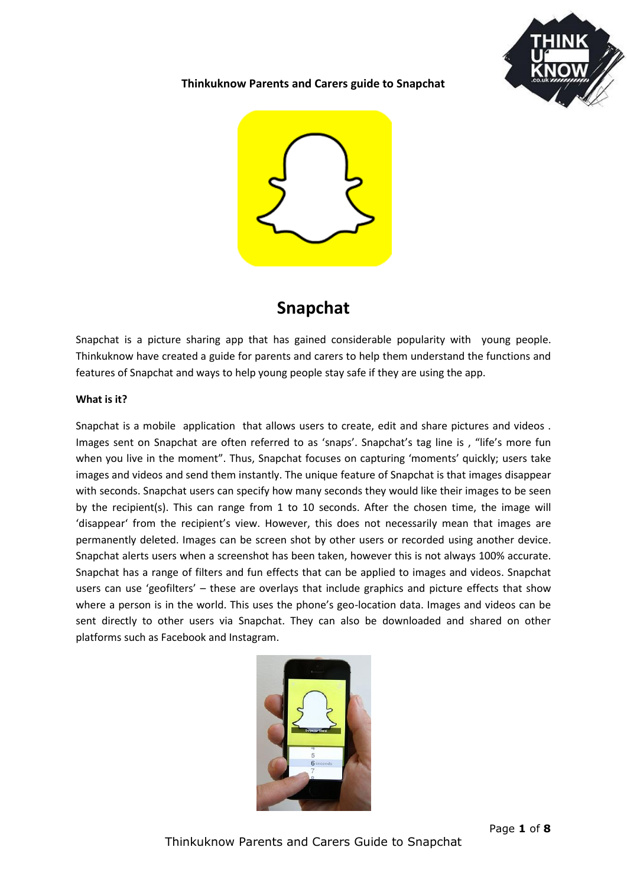**Thinkuknow Parents and Carers guide to Snapchat**

# Snapchat

Snapchat is a picture sharing app that has gained considerable popularity with young people. Thinkuknow have created a guide for parents and carers to help them understand the functions and features of Snapchat and ways to help young people stay safe if they are using the app.

**What is it?**

Snapchat is a mobile application that allows users to create, edit and share pictures and videos . Images sent on Snapchat are often referred to as 'snaps'. Snapchat's tag line is , "life's more fun when you live in the moment". Thus, Snapchat focuses on capturing 'moments' quickly; users take images and videos and send them instantly. The unique feature of Snapchat is that images disappear with seconds. Snapchat users can specify how many seconds they would like their images to be seen by the recipient(s). This can range from 1 to 10 seconds. After the chosen time, the image will 'disappear' from the recipient's view. However, this does not necessarily mean that images are permanently deleted. Images can be screen shot by other users or recorded using another device. Snapchat alerts users when a screenshot has been taken, however this is not always 100% accurate. Snapchat has a range of filters and fun effects that can be applied to images and videos. Snapchat users can use 'geofilters' – these are overlays that include graphics and picture effects that show where a person is in the world. This uses the phone's geo-location data. Images and videos can be sent directly to other users via Snapchat. They can also be downloaded and shared on other platforms such as Facebook and Instagram.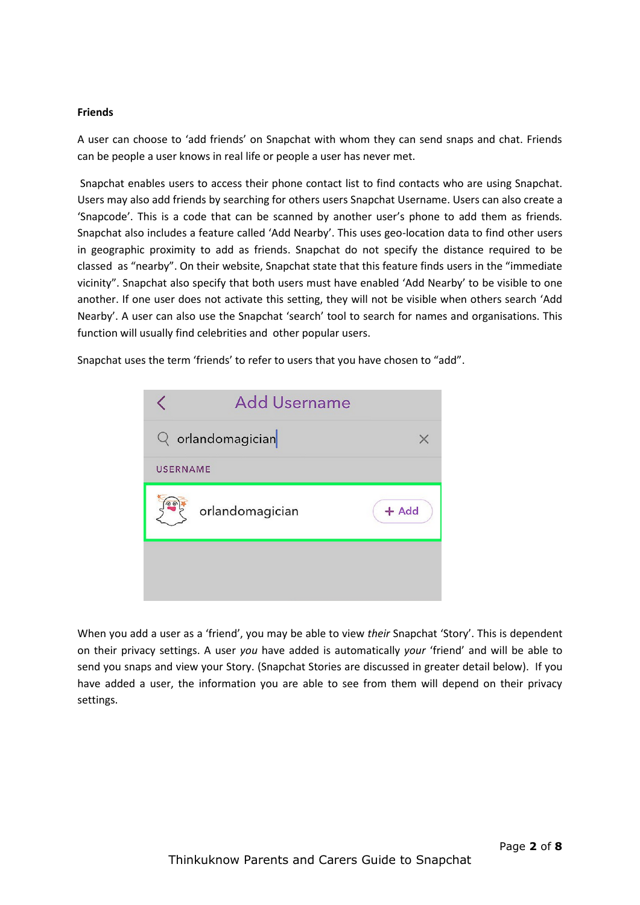**Friends**

A user can choose to 'add friends' on Snapchat with whom they can send snaps and chat. Friends can be people a user knows in real life or people a user has never met.

Snapchat enables users to access their phone contact list to find contacts who are using Snapchat. Users may also add friends by searching for others users Snapchat Username. Users can also create a 'Snapcode'. This is a code that can be scanned by another user's phone to add them as friends. Snapchat also includes a feature called 'Add Nearby'. This uses geo-location data to find other users in geographic proximity to add as friends. Snapchat do not specify the distance required to be classed as "nearby". On their website, Snapchat state that this feature finds users in the "immediate vicinity". Snapchat also specify that both users must have enabled 'Add Nearby' to be visible to one another. If one user does not activate this setting, they will not be visible when others search 'Add Nearby'. A user can also use the Snapchat 'search' tool to search for names and organisations. This function will usually find celebrities and other popular users.

Snapchat uses the term 'friends' to refer to users that you have chosen to "add".

When you add a user as a 'friend', you may be able to view *their* Snapchat 'Story'. This is dependent on their privacy settings. A user *you* have added is automatically *your* 'friend' and will be able to send you snaps and view your Story. (Snapchat Stories are discussed in greater detail below). If you have added a user, the information you are able to see from them will depend on their privacy settings.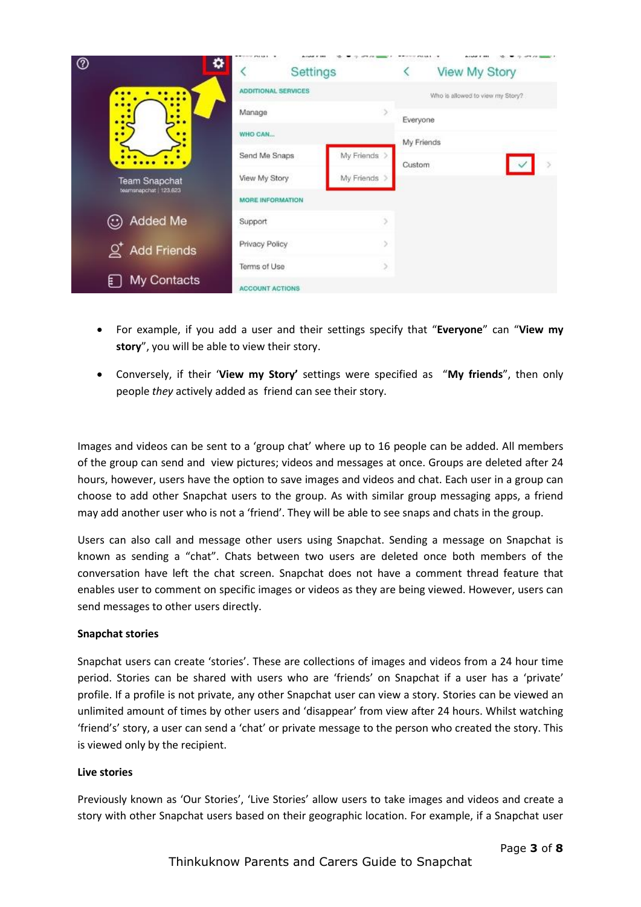- For example, if you add a user and their settings specify that “**Everyone**” can “**View my story**”, you will be able to view their story.
- Conversely, if their ‘**View my Story’** settings were specified as “**My friends**”, then only people *they* actively added as friend can see their story.

Images and videos can be sent to a ‘group chat’ where up to 16 people can be added. All members of the group can send and view pictures; videos and messages at once. Groups are deleted after 24 hours, however, users have the option to save images and videos and chat. Each user in a group can choose to add other Snapchat users to the group. As with similar group messaging apps, a friend may add another user who is not a ‘friend’. They will be able to see snaps and chats in the group.

Users can also call and message other users using Snapchat. Sending a message on Snapchat is known as sending a “chat”. Chats between two users are deleted once both members of the conversation have left the chat screen. Snapchat does not have a comment thread feature that enables user to comment on specific images or videos as they are being viewed. However, users can send messages to other users directly.

**Snapchat stories**

Snapchat users can create ‘stories’. These are collections of images and videos from a 24 hour time period. Stories can be shared with users who are ‘friends’ on Snapchat if a user has a ‘private’ profile. If a profile is not private, any other Snapchat user can view a story. Stories can be viewed an unlimited amount of times by other users and ‘disappear’ from view after 24 hours. Whilst watching ‘friend’s’ story, a user can send a ‘chat’ or private message to the person who created the story. This is viewed only by the recipient.

**Live stories**

Previously known as ‘Our Stories’, ‘Live Stories’ allow users to take images and videos and create a story with other Snapchat users based on their geographic location. For example, if a Snapchat user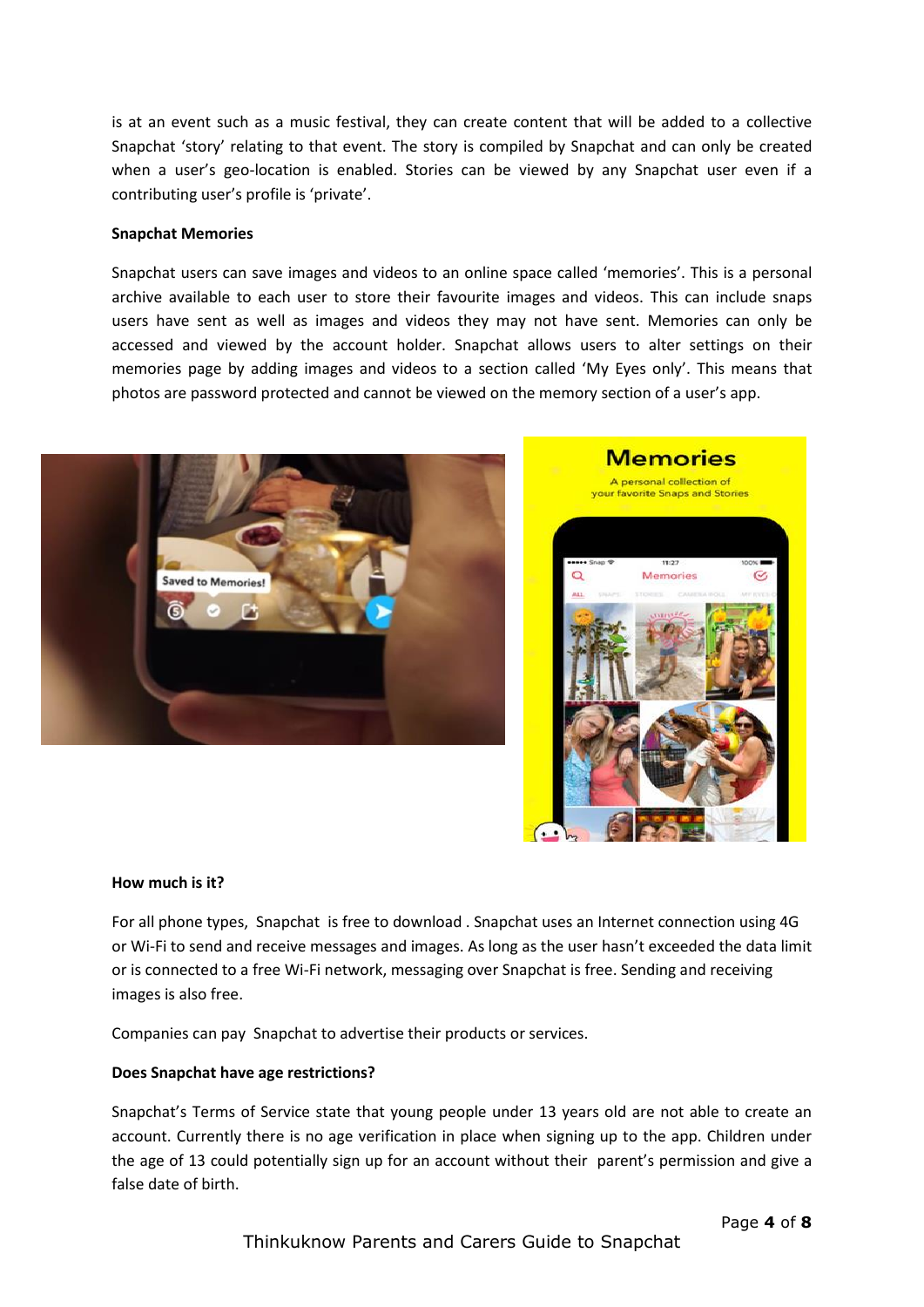is at an event such as a music festival, they can create content that will be added to a collective Snapchat 'story' relating to that event. The story is compiled by Snapchat and can only be created when a user's geo-location is enabled. Stories can be viewed by any Snapchat user even if a contributing user's profile is 'private'.

**Snapchat Memories**

Snapchat users can save images and videos to an online space called 'memories'. This is a personal archive available to each user to store their favourite images and videos. This can include snaps users have sent as well as images and videos they may not have sent. Memories can only be accessed and viewed by the account holder. Snapchat allows users to alter settings on their memories page by adding images and videos to a section called 'My Eyes only'. This means that photos are password protected and cannot be viewed on the memory section of a user's app.

**How much is it?**

For all phone types, Snapchat is free to download . Snapchat uses an Internet connection using 4G or Wi-Fi to send and receive messages and images. As long as the user hasn't exceeded the data limit or is connected to a free Wi-Fi network, messaging over Snapchat is free. Sending and receiving images is also free.

Companies can pay Snapchat to advertise their products or services.

**Does Snapchat have age restrictions?**

Snapchat's Terms of Service state that young people under 13 years old are not able to create an account. Currently there is no age verification in place when signing up to the app. Children under the age of 13 could potentially sign up for an account without their parent's permission and give a false date of birth.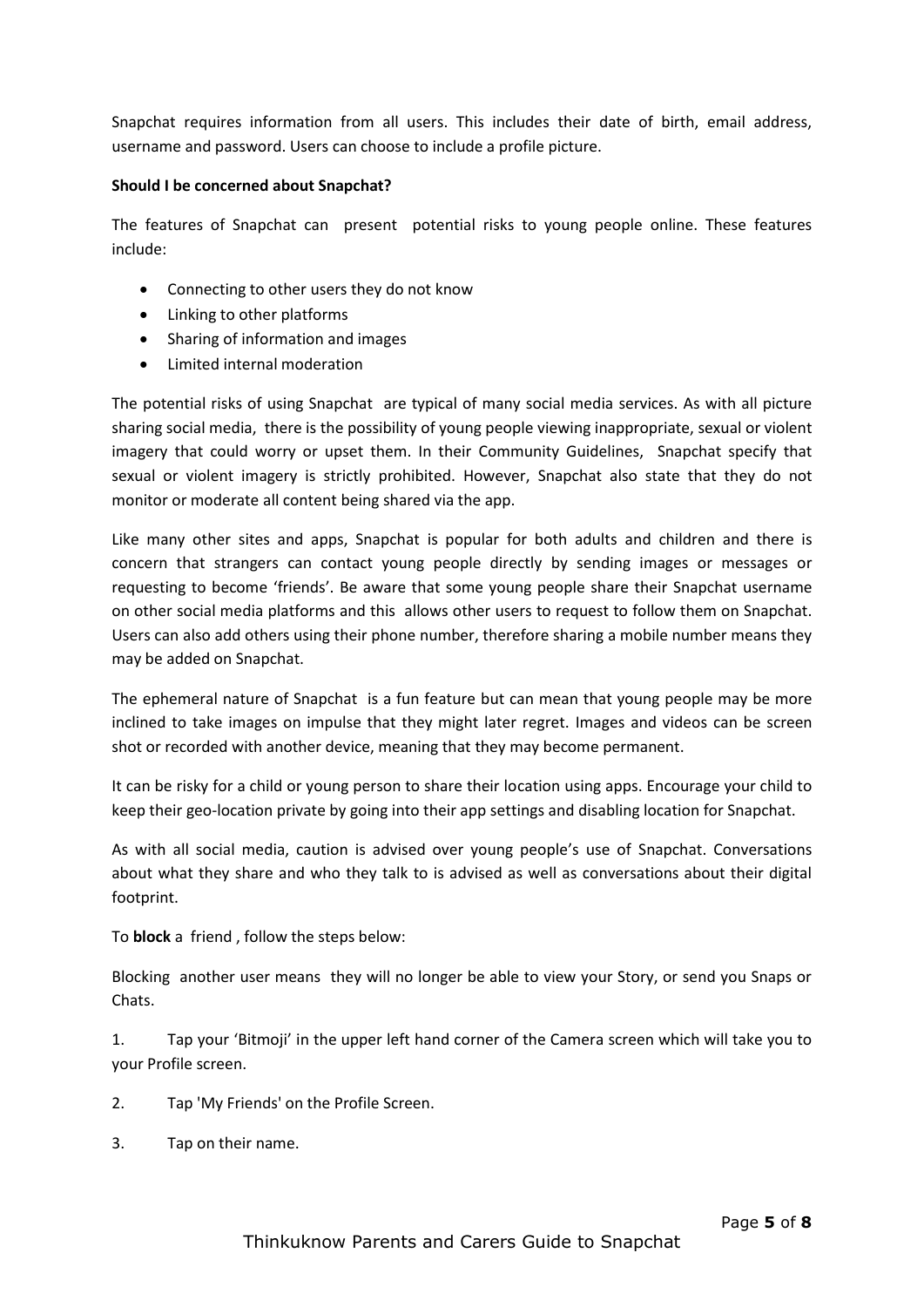Snapchat requires information from all users. This includes their date of birth, email address, username and password. Users can choose to include a profile picture.

**Should I be concerned about Snapchat?**

The features of Snapchat can present potential risks to young people online. These features include:

- Connecting to other users they do not know
- Linking to other platforms
- Sharing of information and images
- Limited internal moderation

The potential risks of using Snapchat are typical of many social media services. As with all picture sharing social media, there is the possibility of young people viewing inappropriate, sexual or violent imagery that could worry or upset them. In their Community Guidelines, Snapchat specify that sexual or violent imagery is strictly prohibited. However, Snapchat also state that they do not monitor or moderate all content being shared via the app.

Like many other sites and apps, Snapchat is popular for both adults and children and there is concern that strangers can contact young people directly by sending images or messages or requesting to become 'friends'. Be aware that some young people share their Snapchat username on other social media platforms and this allows other users to request to follow them on Snapchat. Users can also add others using their phone number, therefore sharing a mobile number means they may be added on Snapchat.

The ephemeral nature of Snapchat is a fun feature but can mean that young people may be more inclined to take images on impulse that they might later regret. Images and videos can be screen shot or recorded with another device, meaning that they may become permanent.

It can be risky for a child or young person to share their location using apps. Encourage your child to keep their geo-location private by going into their app settings and disabling location for Snapchat.

As with all social media, caution is advised over young people's use of Snapchat. Conversations about what they share and who they talk to is advised as well as conversations about their digital footprint.

To **block** a friend , follow the steps below:

Blocking another user means they will no longer be able to view your Story, or send you Snaps or Chats.

1. Tap your 'Bitmoji' in the upper left hand corner of the Camera screen which will take you to your Profile screen.
2. Tap 'My Friends' on the Profile Screen.
3. Tap on their name.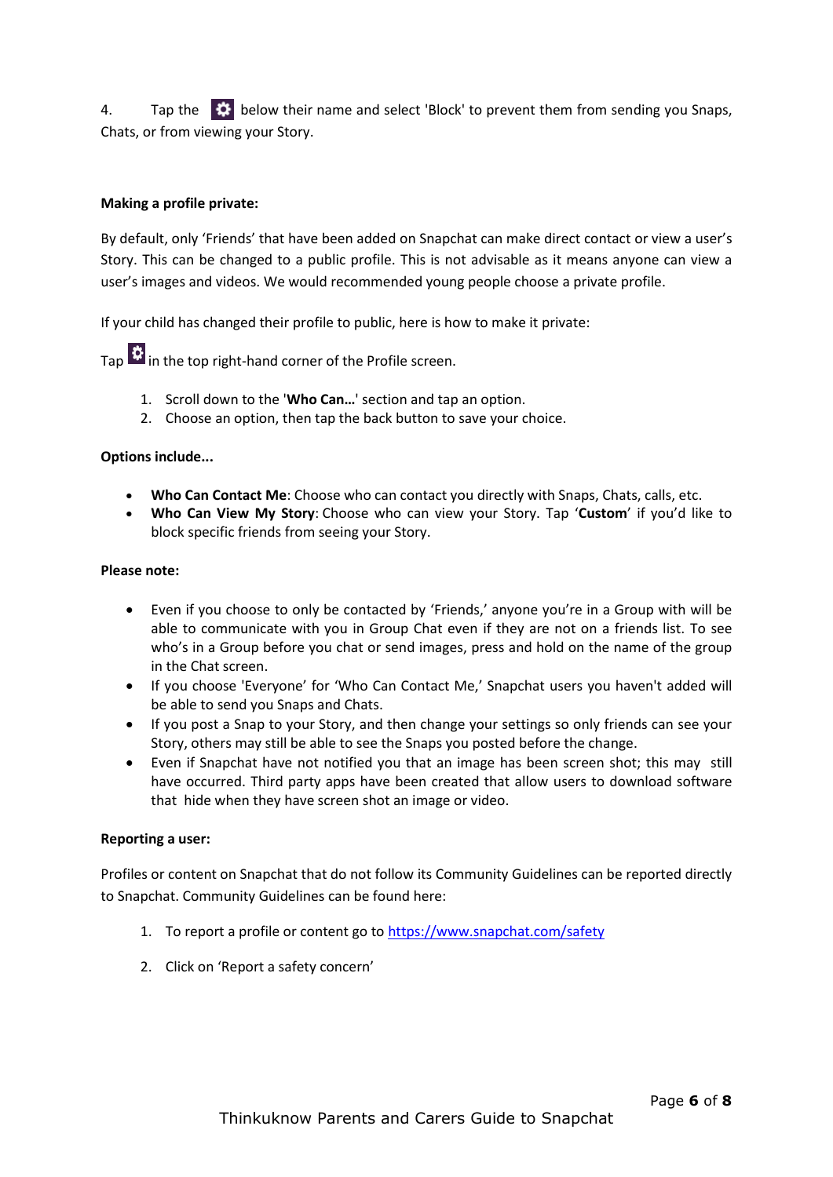4. Tap the ⚙ below their name and select 'Block' to prevent them from sending you Snaps, Chats, or from viewing your Story.

**Making a profile private:**

By default, only 'Friends' that have been added on Snapchat can make direct contact or view a user's Story. This can be changed to a public profile. This is not advisable as it means anyone can view a user's images and videos. We would recommended young people choose a private profile.

If your child has changed their profile to public, here is how to make it private:

Tap ⚙ in the top right-hand corner of the Profile screen.

1. Scroll down to the '**Who Can…**' section and tap an option.
2. Choose an option, then tap the back button to save your choice.

**Options include...**

- **Who Can Contact Me**: Choose who can contact you directly with Snaps, Chats, calls, etc.
- **Who Can View My Story**: Choose who can view your Story. Tap '**Custom**' if you'd like to block specific friends from seeing your Story.

**Please note:**

- Even if you choose to only be contacted by 'Friends,' anyone you're in a Group with will be able to communicate with you in Group Chat even if they are not on a friends list. To see who's in a Group before you chat or send images, press and hold on the name of the group in the Chat screen.
- If you choose 'Everyone' for 'Who Can Contact Me,' Snapchat users you haven't added will be able to send you Snaps and Chats.
- If you post a Snap to your Story, and then change your settings so only friends can see your Story, others may still be able to see the Snaps you posted before the change.
- Even if Snapchat have not notified you that an image has been screen shot; this may still have occurred. Third party apps have been created that allow users to download software that hide when they have screen shot an image or video.

**Reporting a user:**

Profiles or content on Snapchat that do not follow its Community Guidelines can be reported directly to Snapchat. Community Guidelines can be found here:

1. To report a profile or content go to https://www.snapchat.com/safety
2. Click on 'Report a safety concern'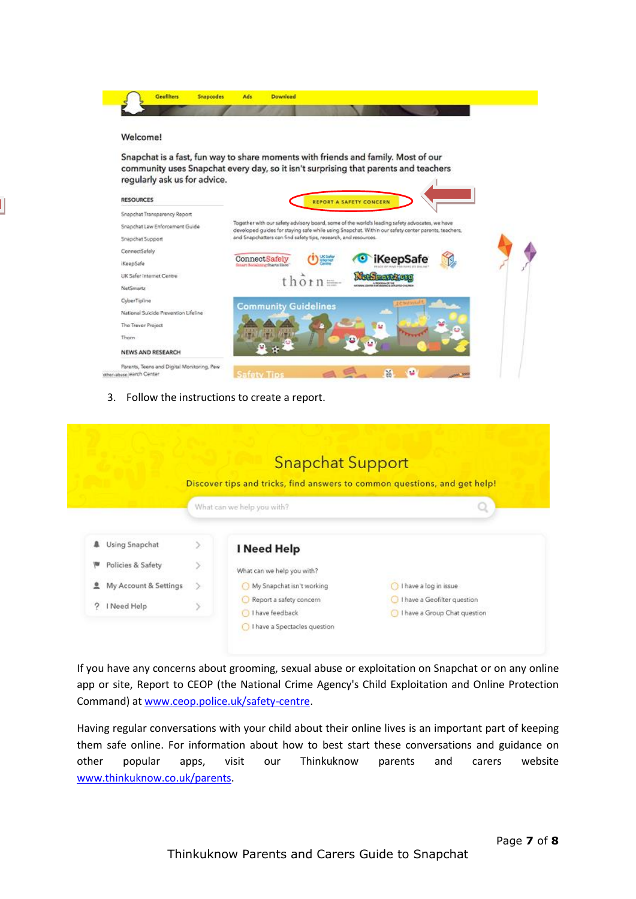3. Follow the instructions to create a report.

If you have any concerns about grooming, sexual abuse or exploitation on Snapchat or on any online app or site, Report to CEOP (the National Crime Agency's Child Exploitation and Online Protection Command) at [www.ceop.police.uk/safety-centre](http://www.ceop.police.uk/safety-centre).

Having regular conversations with your child about their online lives is an important part of keeping them safe online. For information about how to best start these conversations and guidance on other popular apps, visit our Thinkuknow parents and carers website [www.thinkuknow.co.uk/parents](http://www.thinkuknow.co.uk/parents).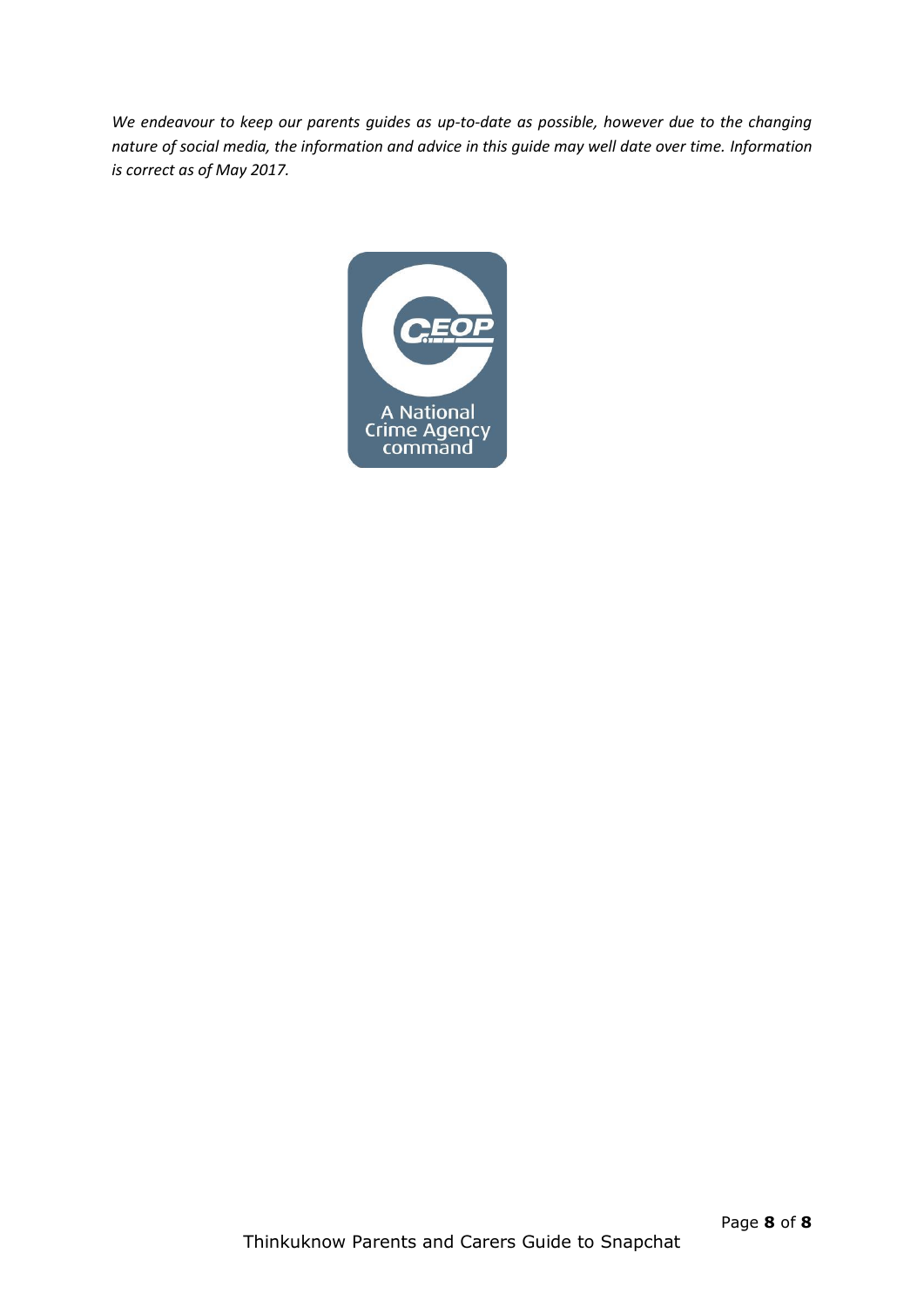*We endeavour to keep our parents guides as up-to-date as possible, however due to the changing nature of social media, the information and advice in this guide may well date over time. Information is correct as of May 2017.*

CEOP

A National Crime Agency command